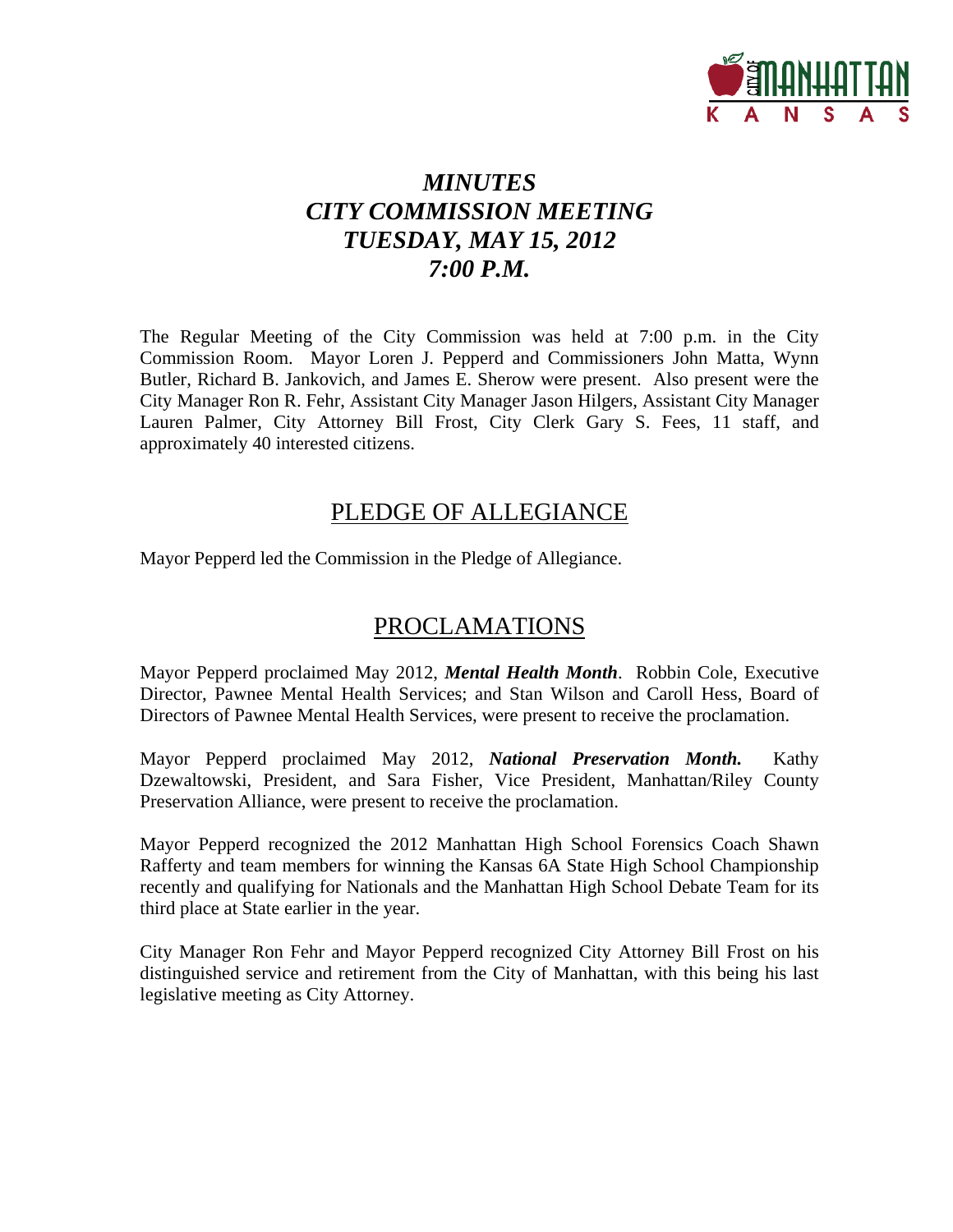# *MINUTES*
# *CITY COMMISSION MEETING*
# *TUESDAY, MAY 15, 2012*
# *7:00 P.M.*

The Regular Meeting of the City Commission was held at 7:00 p.m. in the City Commission Room. Mayor Loren J. Pepperd and Commissioners John Matta, Wynn Butler, Richard B. Jankovich, and James E. Sherow were present. Also present were the City Manager Ron R. Fehr, Assistant City Manager Jason Hilgers, Assistant City Manager Lauren Palmer, City Attorney Bill Frost, City Clerk Gary S. Fees, 11 staff, and approximately 40 interested citizens.

## PLEDGE OF ALLEGIANCE

Mayor Pepperd led the Commission in the Pledge of Allegiance.

## PROCLAMATIONS

Mayor Pepperd proclaimed May 2012, ***Mental Health Month***. Robbin Cole, Executive Director, Pawnee Mental Health Services; and Stan Wilson and Caroll Hess, Board of Directors of Pawnee Mental Health Services, were present to receive the proclamation.

Mayor Pepperd proclaimed May 2012, ***National Preservation Month.*** Kathy Dzewaltowski, President, and Sara Fisher, Vice President, Manhattan/Riley County Preservation Alliance, were present to receive the proclamation.

Mayor Pepperd recognized the 2012 Manhattan High School Forensics Coach Shawn Rafferty and team members for winning the Kansas 6A State High School Championship recently and qualifying for Nationals and the Manhattan High School Debate Team for its third place at State earlier in the year.

City Manager Ron Fehr and Mayor Pepperd recognized City Attorney Bill Frost on his distinguished service and retirement from the City of Manhattan, with this being his last legislative meeting as City Attorney.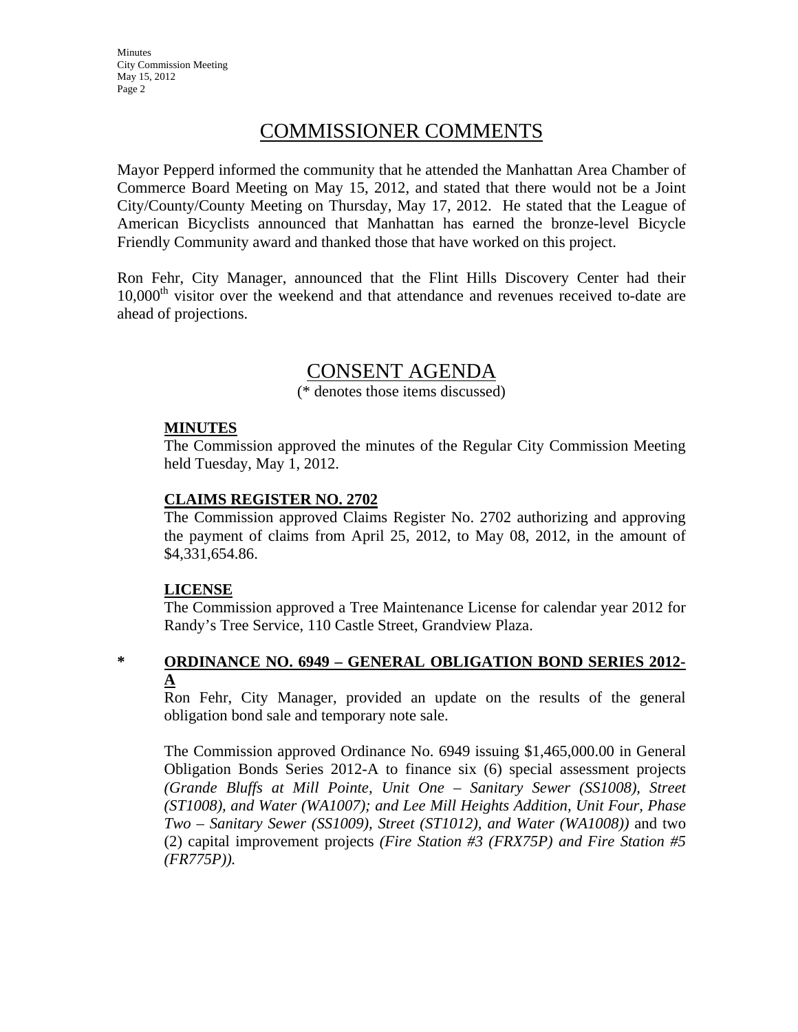# COMMISSIONER COMMENTS

Mayor Pepperd informed the community that he attended the Manhattan Area Chamber of Commerce Board Meeting on May 15, 2012, and stated that there would not be a Joint City/County/County Meeting on Thursday, May 17, 2012. He stated that the League of American Bicyclists announced that Manhattan has earned the bronze-level Bicycle Friendly Community award and thanked those that have worked on this project.

Ron Fehr, City Manager, announced that the Flint Hills Discovery Center had their 10,000th visitor over the weekend and that attendance and revenues received to-date are ahead of projections.

# CONSENT AGENDA

(* denotes those items discussed)

**MINUTES**

The Commission approved the minutes of the Regular City Commission Meeting held Tuesday, May 1, 2012.

**CLAIMS REGISTER NO. 2702**

The Commission approved Claims Register No. 2702 authorizing and approving the payment of claims from April 25, 2012, to May 08, 2012, in the amount of $4,331,654.86.

**LICENSE**

The Commission approved a Tree Maintenance License for calendar year 2012 for Randy's Tree Service, 110 Castle Street, Grandview Plaza.

\* **ORDINANCE NO. 6949 – GENERAL OBLIGATION BOND SERIES 2012-A**

Ron Fehr, City Manager, provided an update on the results of the general obligation bond sale and temporary note sale.

The Commission approved Ordinance No. 6949 issuing $1,465,000.00 in General Obligation Bonds Series 2012-A to finance six (6) special assessment projects *(Grande Bluffs at Mill Pointe, Unit One – Sanitary Sewer (SS1008), Street (ST1008), and Water (WA1007); and Lee Mill Heights Addition, Unit Four, Phase Two – Sanitary Sewer (SS1009), Street (ST1012), and Water (WA1008))* and two (2) capital improvement projects *(Fire Station #3 (FRX75P) and Fire Station #5 (FR775P)).*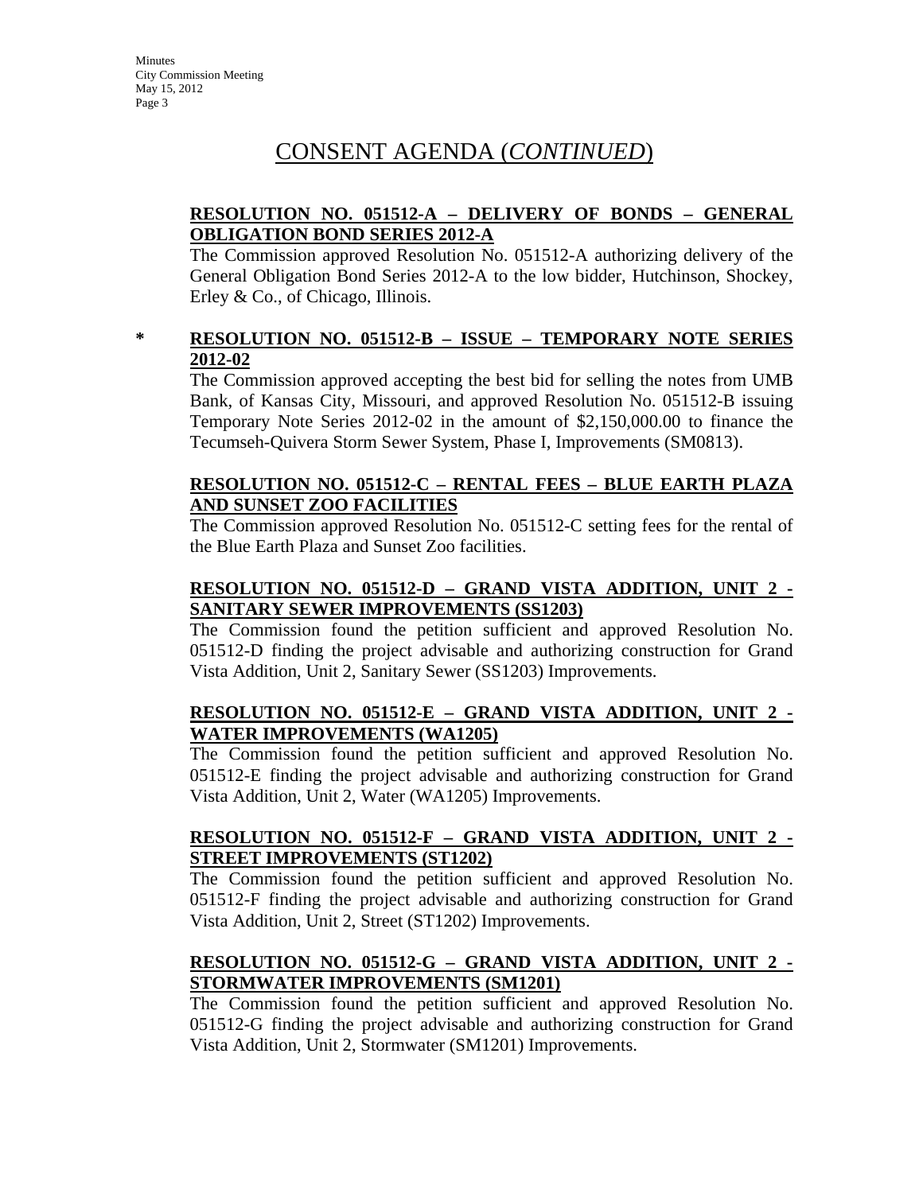# CONSENT AGENDA (*CONTINUED*)

**RESOLUTION NO. 051512-A – DELIVERY OF BONDS – GENERAL OBLIGATION BOND SERIES 2012-A**

The Commission approved Resolution No. 051512-A authorizing delivery of the General Obligation Bond Series 2012-A to the low bidder, Hutchinson, Shockey, Erley & Co., of Chicago, Illinois.

\* **RESOLUTION NO. 051512-B – ISSUE – TEMPORARY NOTE SERIES 2012-02**

The Commission approved accepting the best bid for selling the notes from UMB Bank, of Kansas City, Missouri, and approved Resolution No. 051512-B issuing Temporary Note Series 2012-02 in the amount of $2,150,000.00 to finance the Tecumseh-Quivera Storm Sewer System, Phase I, Improvements (SM0813).

**RESOLUTION NO. 051512-C – RENTAL FEES – BLUE EARTH PLAZA AND SUNSET ZOO FACILITIES**

The Commission approved Resolution No. 051512-C setting fees for the rental of the Blue Earth Plaza and Sunset Zoo facilities.

**RESOLUTION NO. 051512-D – GRAND VISTA ADDITION, UNIT 2 - SANITARY SEWER IMPROVEMENTS (SS1203)**

The Commission found the petition sufficient and approved Resolution No. 051512-D finding the project advisable and authorizing construction for Grand Vista Addition, Unit 2, Sanitary Sewer (SS1203) Improvements.

**RESOLUTION NO. 051512-E – GRAND VISTA ADDITION, UNIT 2 - WATER IMPROVEMENTS (WA1205)**

The Commission found the petition sufficient and approved Resolution No. 051512-E finding the project advisable and authorizing construction for Grand Vista Addition, Unit 2, Water (WA1205) Improvements.

**RESOLUTION NO. 051512-F – GRAND VISTA ADDITION, UNIT 2 - STREET IMPROVEMENTS (ST1202)**

The Commission found the petition sufficient and approved Resolution No. 051512-F finding the project advisable and authorizing construction for Grand Vista Addition, Unit 2, Street (ST1202) Improvements.

**RESOLUTION NO. 051512-G – GRAND VISTA ADDITION, UNIT 2 - STORMWATER IMPROVEMENTS (SM1201)**

The Commission found the petition sufficient and approved Resolution No. 051512-G finding the project advisable and authorizing construction for Grand Vista Addition, Unit 2, Stormwater (SM1201) Improvements.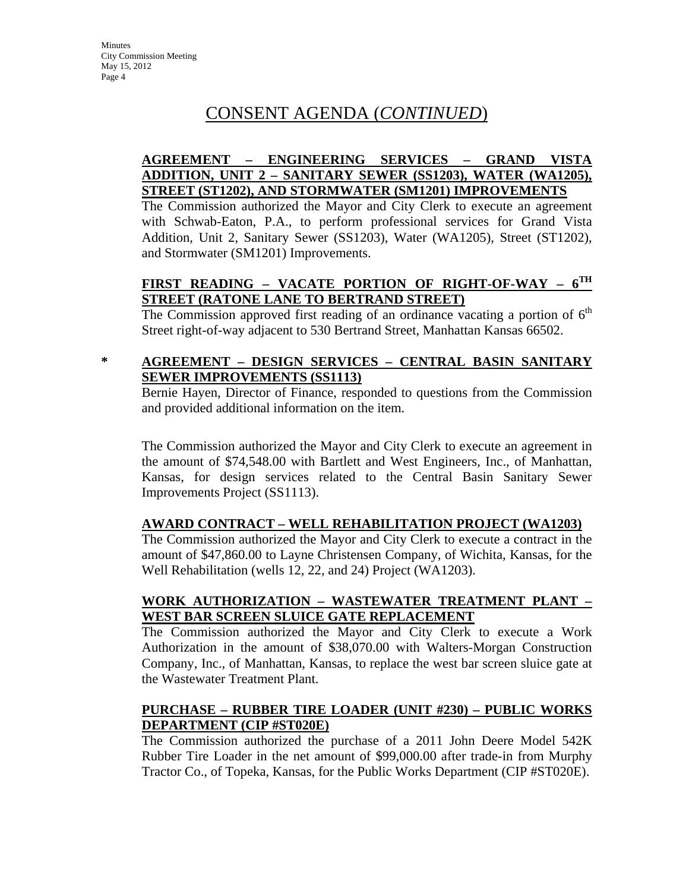# CONSENT AGENDA (*CONTINUED*)

**AGREEMENT – ENGINEERING SERVICES – GRAND VISTA ADDITION, UNIT 2 – SANITARY SEWER (SS1203), WATER (WA1205), STREET (ST1202), AND STORMWATER (SM1201) IMPROVEMENTS**

The Commission authorized the Mayor and City Clerk to execute an agreement with Schwab-Eaton, P.A., to perform professional services for Grand Vista Addition, Unit 2, Sanitary Sewer (SS1203), Water (WA1205), Street (ST1202), and Stormwater (SM1201) Improvements.

**FIRST READING – VACATE PORTION OF RIGHT-OF-WAY – 6TH STREET (RATONE LANE TO BERTRAND STREET)**

The Commission approved first reading of an ordinance vacating a portion of 6th Street right-of-way adjacent to 530 Bertrand Street, Manhattan Kansas 66502.

\* **AGREEMENT – DESIGN SERVICES – CENTRAL BASIN SANITARY SEWER IMPROVEMENTS (SS1113)**

Bernie Hayen, Director of Finance, responded to questions from the Commission and provided additional information on the item.

The Commission authorized the Mayor and City Clerk to execute an agreement in the amount of $74,548.00 with Bartlett and West Engineers, Inc., of Manhattan, Kansas, for design services related to the Central Basin Sanitary Sewer Improvements Project (SS1113).

**AWARD CONTRACT – WELL REHABILITATION PROJECT (WA1203)**

The Commission authorized the Mayor and City Clerk to execute a contract in the amount of $47,860.00 to Layne Christensen Company, of Wichita, Kansas, for the Well Rehabilitation (wells 12, 22, and 24) Project (WA1203).

**WORK AUTHORIZATION – WASTEWATER TREATMENT PLANT – WEST BAR SCREEN SLUICE GATE REPLACEMENT**

The Commission authorized the Mayor and City Clerk to execute a Work Authorization in the amount of $38,070.00 with Walters-Morgan Construction Company, Inc., of Manhattan, Kansas, to replace the west bar screen sluice gate at the Wastewater Treatment Plant.

**PURCHASE – RUBBER TIRE LOADER (UNIT #230) – PUBLIC WORKS DEPARTMENT (CIP #ST020E)**

The Commission authorized the purchase of a 2011 John Deere Model 542K Rubber Tire Loader in the net amount of $99,000.00 after trade-in from Murphy Tractor Co., of Topeka, Kansas, for the Public Works Department (CIP #ST020E).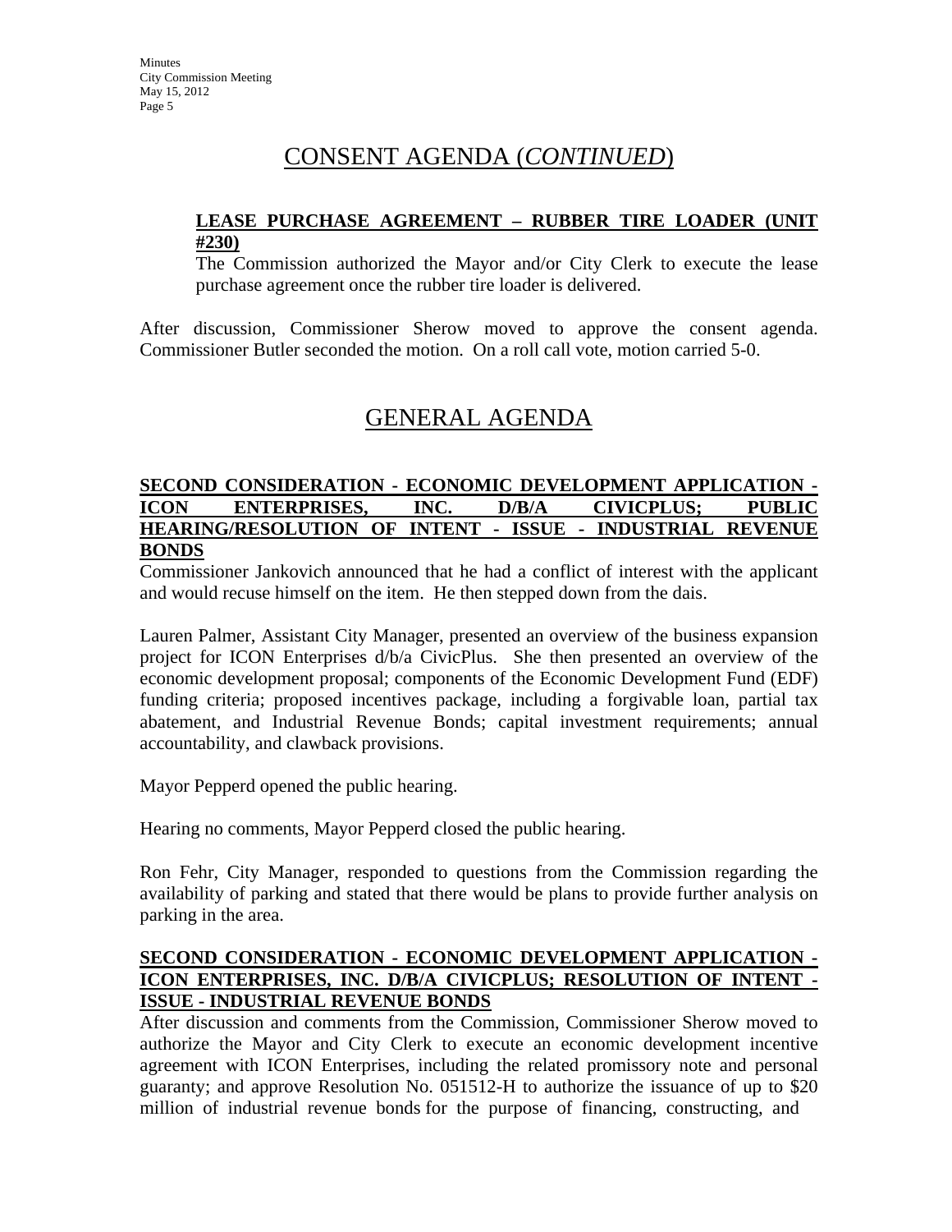# CONSENT AGENDA (*CONTINUED*)

**LEASE PURCHASE AGREEMENT – RUBBER TIRE LOADER (UNIT #230)**

The Commission authorized the Mayor and/or City Clerk to execute the lease purchase agreement once the rubber tire loader is delivered.

After discussion, Commissioner Sherow moved to approve the consent agenda. Commissioner Butler seconded the motion. On a roll call vote, motion carried 5-0.

# GENERAL AGENDA

**SECOND CONSIDERATION - ECONOMIC DEVELOPMENT APPLICATION - ICON ENTERPRISES, INC. D/B/A CIVICPLUS; PUBLIC HEARING/RESOLUTION OF INTENT - ISSUE - INDUSTRIAL REVENUE BONDS**

Commissioner Jankovich announced that he had a conflict of interest with the applicant and would recuse himself on the item. He then stepped down from the dais.

Lauren Palmer, Assistant City Manager, presented an overview of the business expansion project for ICON Enterprises d/b/a CivicPlus. She then presented an overview of the economic development proposal; components of the Economic Development Fund (EDF) funding criteria; proposed incentives package, including a forgivable loan, partial tax abatement, and Industrial Revenue Bonds; capital investment requirements; annual accountability, and clawback provisions.

Mayor Pepperd opened the public hearing.

Hearing no comments, Mayor Pepperd closed the public hearing.

Ron Fehr, City Manager, responded to questions from the Commission regarding the availability of parking and stated that there would be plans to provide further analysis on parking in the area.

**SECOND CONSIDERATION - ECONOMIC DEVELOPMENT APPLICATION - ICON ENTERPRISES, INC. D/B/A CIVICPLUS; RESOLUTION OF INTENT - ISSUE - INDUSTRIAL REVENUE BONDS**

After discussion and comments from the Commission, Commissioner Sherow moved to authorize the Mayor and City Clerk to execute an economic development incentive agreement with ICON Enterprises, including the related promissory note and personal guaranty; and approve Resolution No. 051512-H to authorize the issuance of up to $20 million of industrial revenue bonds for the purpose of financing, constructing, and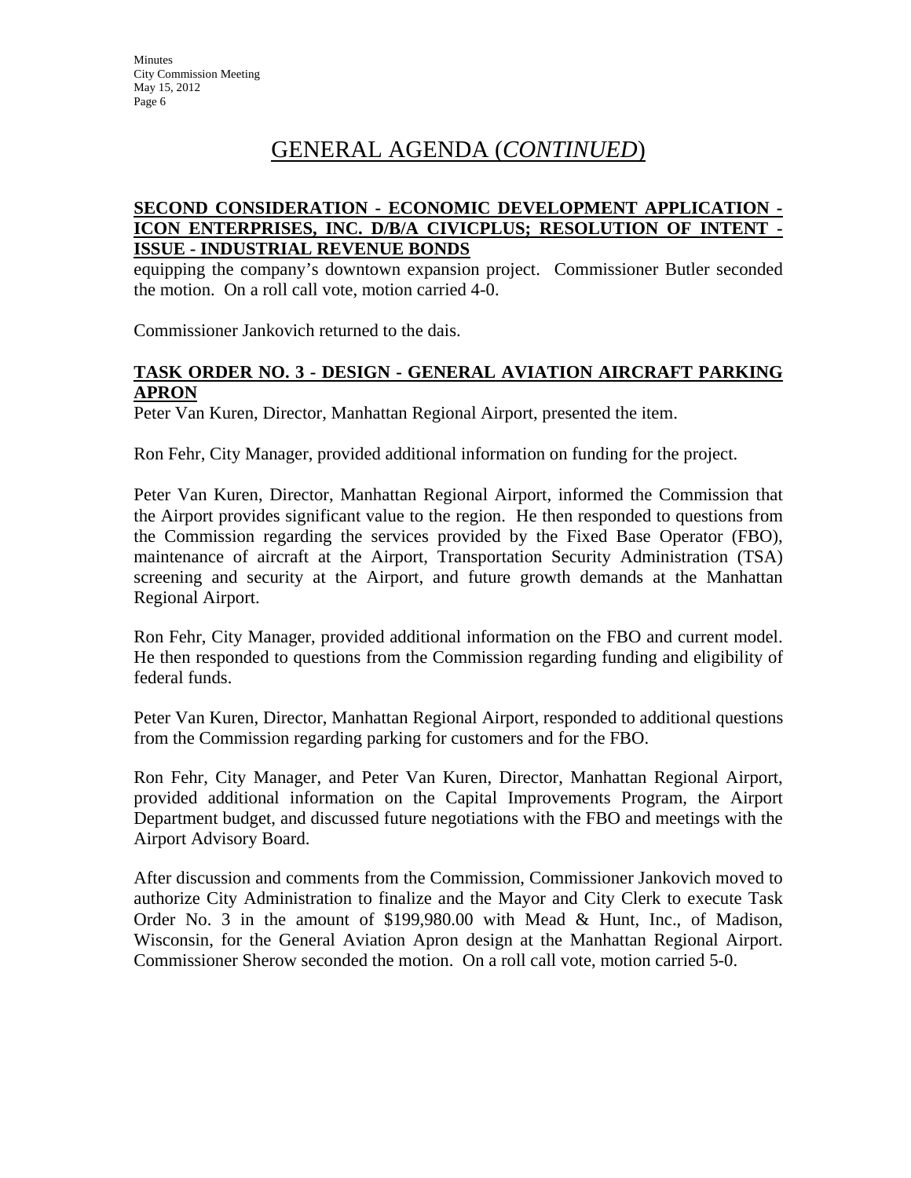# GENERAL AGENDA (*CONTINUED*)

**SECOND CONSIDERATION - ECONOMIC DEVELOPMENT APPLICATION - ICON ENTERPRISES, INC. D/B/A CIVICPLUS; RESOLUTION OF INTENT - ISSUE - INDUSTRIAL REVENUE BONDS**

equipping the company's downtown expansion project. Commissioner Butler seconded the motion. On a roll call vote, motion carried 4-0.

Commissioner Jankovich returned to the dais.

**TASK ORDER NO. 3 - DESIGN - GENERAL AVIATION AIRCRAFT PARKING APRON**

Peter Van Kuren, Director, Manhattan Regional Airport, presented the item.

Ron Fehr, City Manager, provided additional information on funding for the project.

Peter Van Kuren, Director, Manhattan Regional Airport, informed the Commission that the Airport provides significant value to the region. He then responded to questions from the Commission regarding the services provided by the Fixed Base Operator (FBO), maintenance of aircraft at the Airport, Transportation Security Administration (TSA) screening and security at the Airport, and future growth demands at the Manhattan Regional Airport.

Ron Fehr, City Manager, provided additional information on the FBO and current model. He then responded to questions from the Commission regarding funding and eligibility of federal funds.

Peter Van Kuren, Director, Manhattan Regional Airport, responded to additional questions from the Commission regarding parking for customers and for the FBO.

Ron Fehr, City Manager, and Peter Van Kuren, Director, Manhattan Regional Airport, provided additional information on the Capital Improvements Program, the Airport Department budget, and discussed future negotiations with the FBO and meetings with the Airport Advisory Board.

After discussion and comments from the Commission, Commissioner Jankovich moved to authorize City Administration to finalize and the Mayor and City Clerk to execute Task Order No. 3 in the amount of $199,980.00 with Mead & Hunt, Inc., of Madison, Wisconsin, for the General Aviation Apron design at the Manhattan Regional Airport. Commissioner Sherow seconded the motion. On a roll call vote, motion carried 5-0.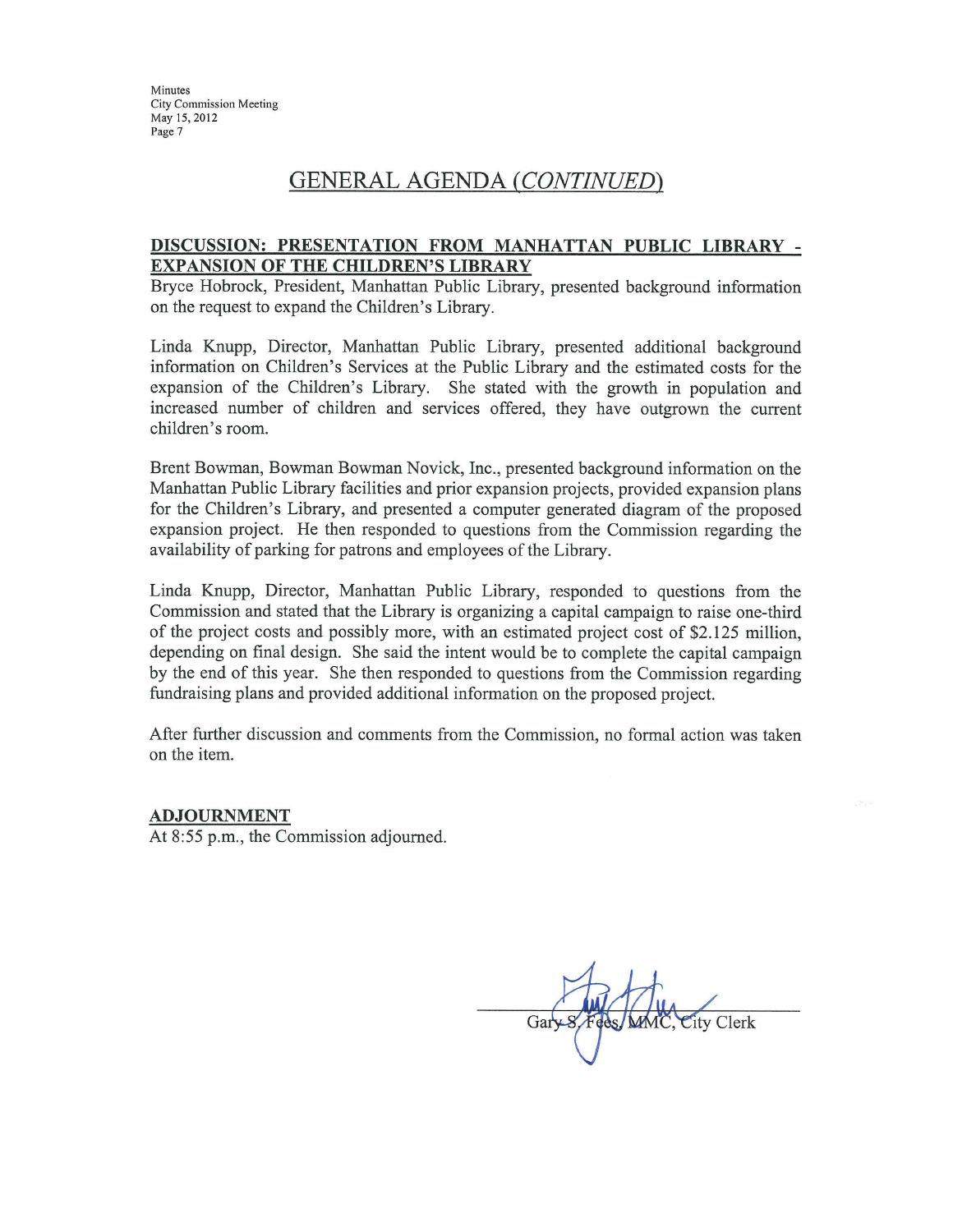## GENERAL AGENDA (*CONTINUED*)

**DISCUSSION: PRESENTATION FROM MANHATTAN PUBLIC LIBRARY - EXPANSION OF THE CHILDREN'S LIBRARY**

Bryce Hobrock, President, Manhattan Public Library, presented background information on the request to expand the Children's Library.

Linda Knupp, Director, Manhattan Public Library, presented additional background information on Children's Services at the Public Library and the estimated costs for the expansion of the Children's Library. She stated with the growth in population and increased number of children and services offered, they have outgrown the current children's room.

Brent Bowman, Bowman Bowman Novick, Inc., presented background information on the Manhattan Public Library facilities and prior expansion projects, provided expansion plans for the Children's Library, and presented a computer generated diagram of the proposed expansion project. He then responded to questions from the Commission regarding the availability of parking for patrons and employees of the Library.

Linda Knupp, Director, Manhattan Public Library, responded to questions from the Commission and stated that the Library is organizing a capital campaign to raise one-third of the project costs and possibly more, with an estimated project cost of $2.125 million, depending on final design. She said the intent would be to complete the capital campaign by the end of this year. She then responded to questions from the Commission regarding fundraising plans and provided additional information on the proposed project.

After further discussion and comments from the Commission, no formal action was taken on the item.

**ADJOURNMENT**

At 8:55 p.m., the Commission adjourned.

Gary S. Fees, MMC, City Clerk